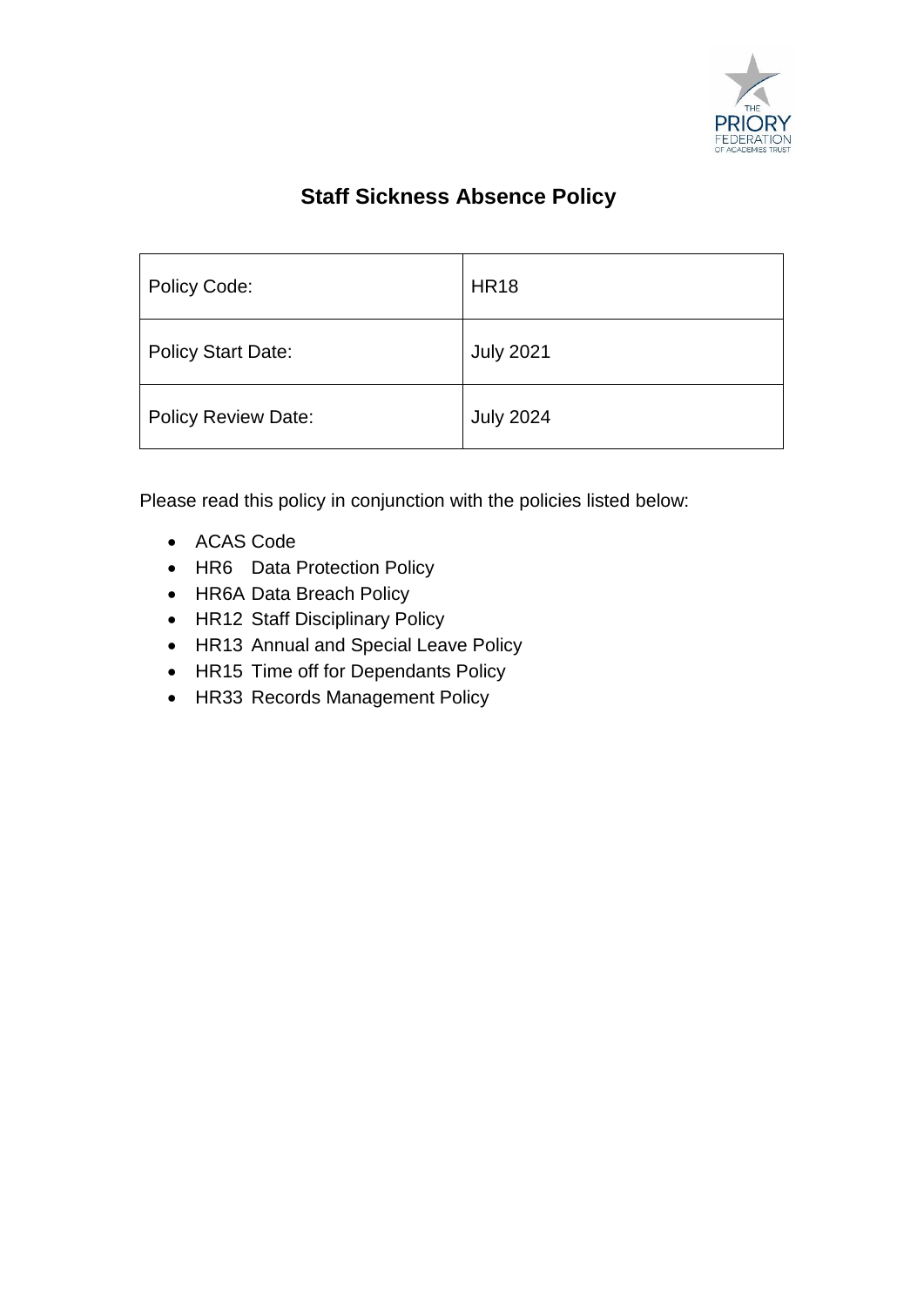# Staff Sickness Absence Policy

| Policy Code: | HR18 |
| --- | --- |
| Policy Start Date: | July 2021 |
| Policy Review Date: | July 2024 |

Please read this policy in conjunction with the policies listed below:

- ACAS Code
- HR6 Data Protection Policy
- HR6A Data Breach Policy
- HR12 Staff Disciplinary Policy
- HR13 Annual and Special Leave Policy
- HR15 Time off for Dependants Policy
- HR33 Records Management Policy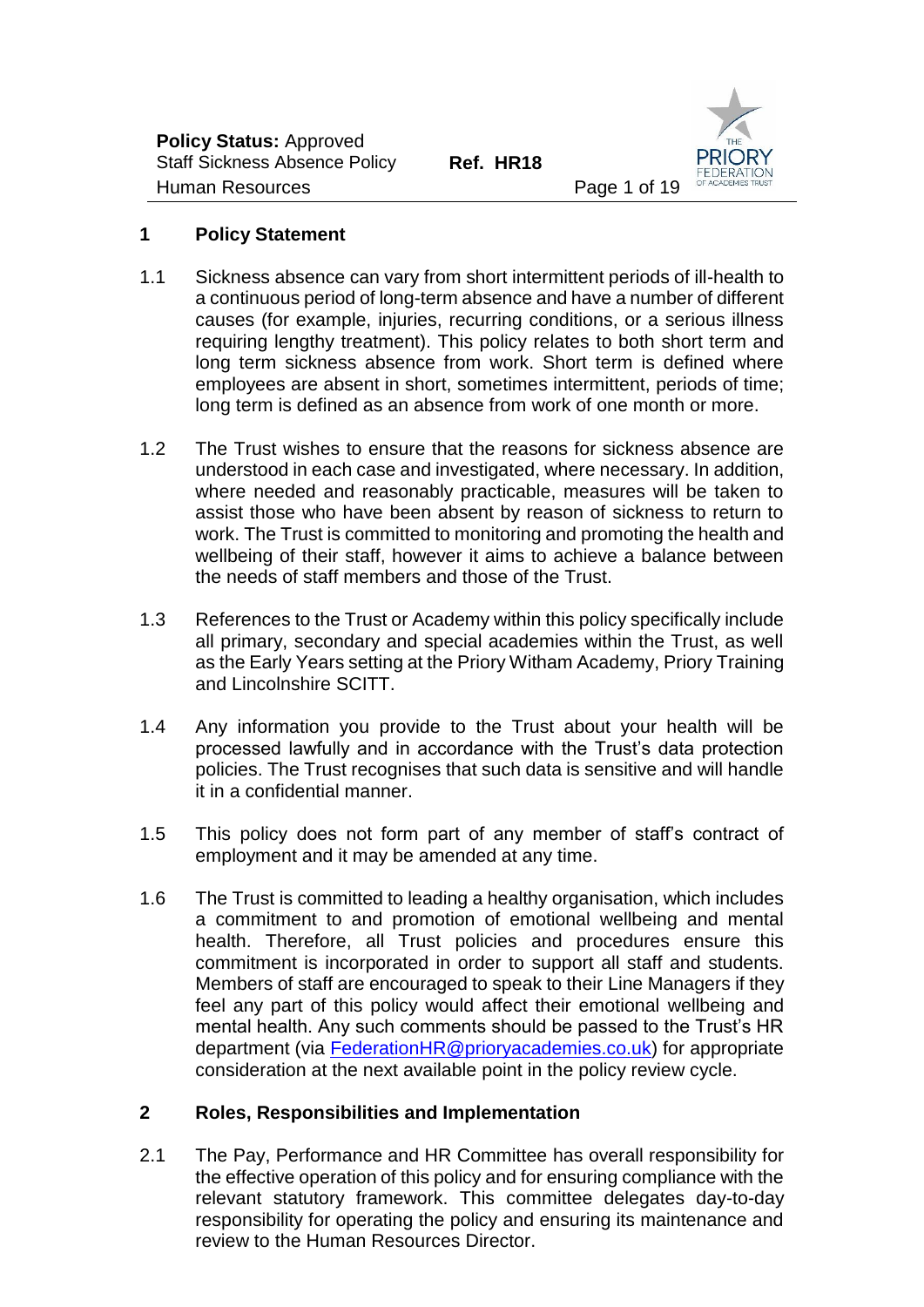## 1 Policy Statement

1.1 Sickness absence can vary from short intermittent periods of ill-health to a continuous period of long-term absence and have a number of different causes (for example, injuries, recurring conditions, or a serious illness requiring lengthy treatment). This policy relates to both short term and long term sickness absence from work. Short term is defined where employees are absent in short, sometimes intermittent, periods of time; long term is defined as an absence from work of one month or more.

1.2 The Trust wishes to ensure that the reasons for sickness absence are understood in each case and investigated, where necessary. In addition, where needed and reasonably practicable, measures will be taken to assist those who have been absent by reason of sickness to return to work. The Trust is committed to monitoring and promoting the health and wellbeing of their staff, however it aims to achieve a balance between the needs of staff members and those of the Trust.

1.3 References to the Trust or Academy within this policy specifically include all primary, secondary and special academies within the Trust, as well as the Early Years setting at the Priory Witham Academy, Priory Training and Lincolnshire SCITT.

1.4 Any information you provide to the Trust about your health will be processed lawfully and in accordance with the Trust's data protection policies. The Trust recognises that such data is sensitive and will handle it in a confidential manner.

1.5 This policy does not form part of any member of staff's contract of employment and it may be amended at any time.

1.6 The Trust is committed to leading a healthy organisation, which includes a commitment to and promotion of emotional wellbeing and mental health. Therefore, all Trust policies and procedures ensure this commitment is incorporated in order to support all staff and students. Members of staff are encouraged to speak to their Line Managers if they feel any part of this policy would affect their emotional wellbeing and mental health. Any such comments should be passed to the Trust's HR department (via FederationHR@prioryacademies.co.uk) for appropriate consideration at the next available point in the policy review cycle.

## 2 Roles, Responsibilities and Implementation

2.1 The Pay, Performance and HR Committee has overall responsibility for the effective operation of this policy and for ensuring compliance with the relevant statutory framework. This committee delegates day-to-day responsibility for operating the policy and ensuring its maintenance and review to the Human Resources Director.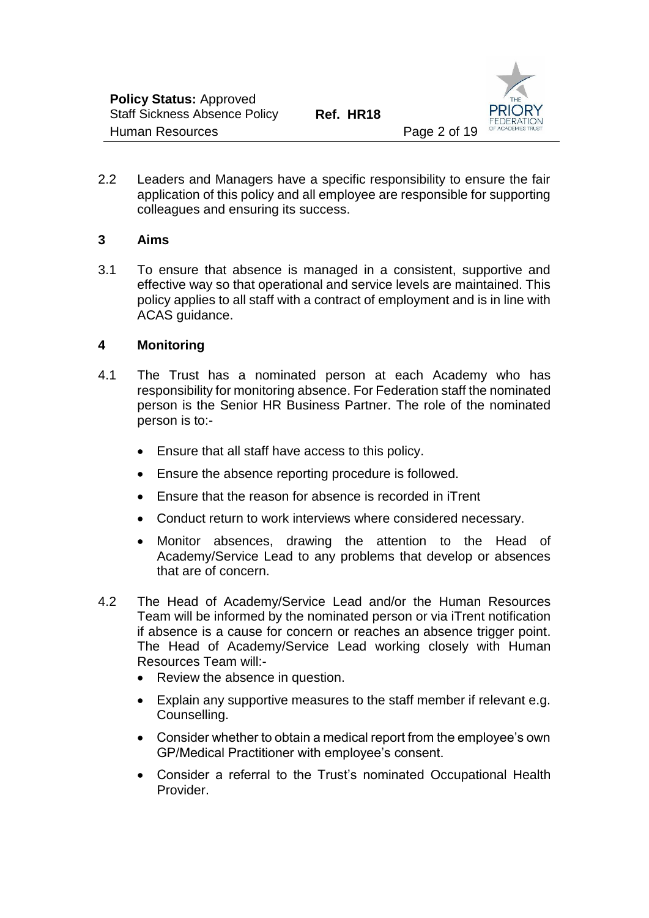2.2 Leaders and Managers have a specific responsibility to ensure the fair application of this policy and all employee are responsible for supporting colleagues and ensuring its success.

## 3 Aims

3.1 To ensure that absence is managed in a consistent, supportive and effective way so that operational and service levels are maintained. This policy applies to all staff with a contract of employment and is in line with ACAS guidance.

## 4 Monitoring

4.1 The Trust has a nominated person at each Academy who has responsibility for monitoring absence. For Federation staff the nominated person is the Senior HR Business Partner. The role of the nominated person is to:-

- Ensure that all staff have access to this policy.
- Ensure the absence reporting procedure is followed.
- Ensure that the reason for absence is recorded in iTrent
- Conduct return to work interviews where considered necessary.
- Monitor absences, drawing the attention to the Head of Academy/Service Lead to any problems that develop or absences that are of concern.

4.2 The Head of Academy/Service Lead and/or the Human Resources Team will be informed by the nominated person or via iTrent notification if absence is a cause for concern or reaches an absence trigger point. The Head of Academy/Service Lead working closely with Human Resources Team will:-

- Review the absence in question.
- Explain any supportive measures to the staff member if relevant e.g. Counselling.
- Consider whether to obtain a medical report from the employee's own GP/Medical Practitioner with employee's consent.
- Consider a referral to the Trust's nominated Occupational Health Provider.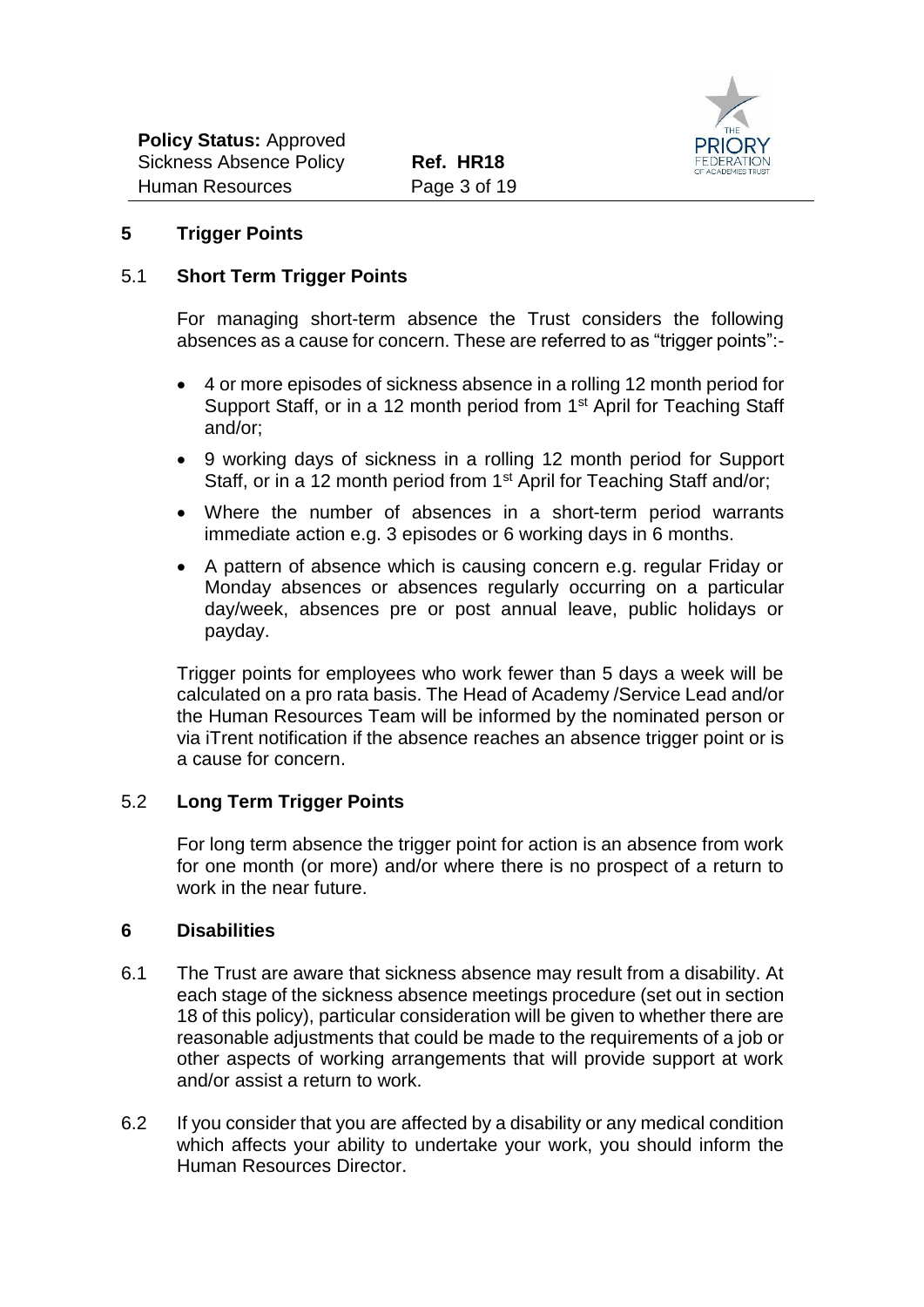## 5 Trigger Points

### 5.1 Short Term Trigger Points

For managing short-term absence the Trust considers the following absences as a cause for concern. These are referred to as "trigger points":-

- 4 or more episodes of sickness absence in a rolling 12 month period for Support Staff, or in a 12 month period from 1st April for Teaching Staff and/or;
- 9 working days of sickness in a rolling 12 month period for Support Staff, or in a 12 month period from 1st April for Teaching Staff and/or;
- Where the number of absences in a short-term period warrants immediate action e.g. 3 episodes or 6 working days in 6 months.
- A pattern of absence which is causing concern e.g. regular Friday or Monday absences or absences regularly occurring on a particular day/week, absences pre or post annual leave, public holidays or payday.

Trigger points for employees who work fewer than 5 days a week will be calculated on a pro rata basis. The Head of Academy /Service Lead and/or the Human Resources Team will be informed by the nominated person or via iTrent notification if the absence reaches an absence trigger point or is a cause for concern.

### 5.2 Long Term Trigger Points

For long term absence the trigger point for action is an absence from work for one month (or more) and/or where there is no prospect of a return to work in the near future.

## 6 Disabilities

6.1 The Trust are aware that sickness absence may result from a disability. At each stage of the sickness absence meetings procedure (set out in section 18 of this policy), particular consideration will be given to whether there are reasonable adjustments that could be made to the requirements of a job or other aspects of working arrangements that will provide support at work and/or assist a return to work.

6.2 If you consider that you are affected by a disability or any medical condition which affects your ability to undertake your work, you should inform the Human Resources Director.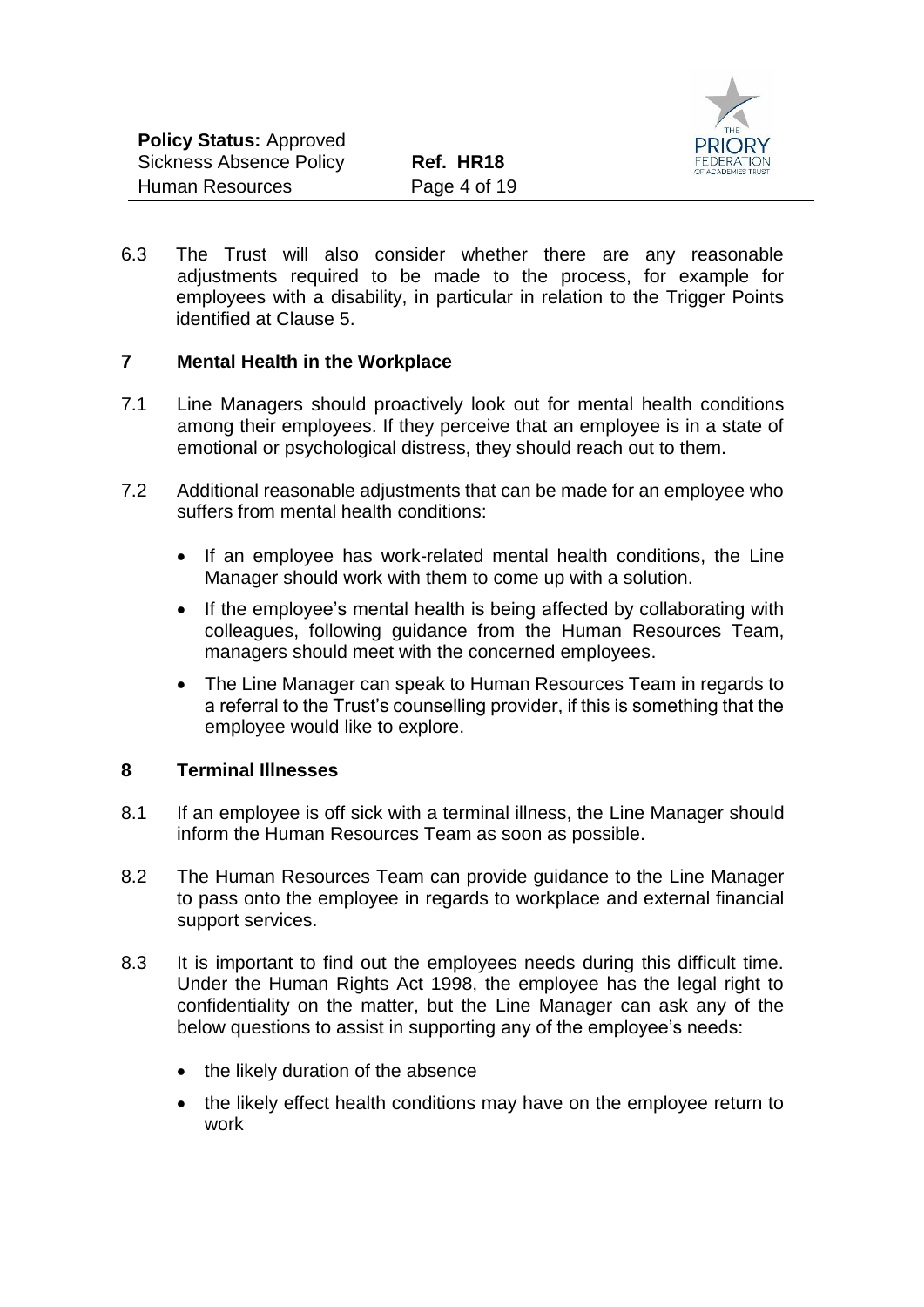6.3 The Trust will also consider whether there are any reasonable adjustments required to be made to the process, for example for employees with a disability, in particular in relation to the Trigger Points identified at Clause 5.

## 7 Mental Health in the Workplace

7.1 Line Managers should proactively look out for mental health conditions among their employees. If they perceive that an employee is in a state of emotional or psychological distress, they should reach out to them.

7.2 Additional reasonable adjustments that can be made for an employee who suffers from mental health conditions:

- If an employee has work-related mental health conditions, the Line Manager should work with them to come up with a solution.
- If the employee's mental health is being affected by collaborating with colleagues, following guidance from the Human Resources Team, managers should meet with the concerned employees.
- The Line Manager can speak to Human Resources Team in regards to a referral to the Trust's counselling provider, if this is something that the employee would like to explore.

## 8 Terminal Illnesses

8.1 If an employee is off sick with a terminal illness, the Line Manager should inform the Human Resources Team as soon as possible.

8.2 The Human Resources Team can provide guidance to the Line Manager to pass onto the employee in regards to workplace and external financial support services.

8.3 It is important to find out the employees needs during this difficult time. Under the Human Rights Act 1998, the employee has the legal right to confidentiality on the matter, but the Line Manager can ask any of the below questions to assist in supporting any of the employee's needs:

- the likely duration of the absence
- the likely effect health conditions may have on the employee return to work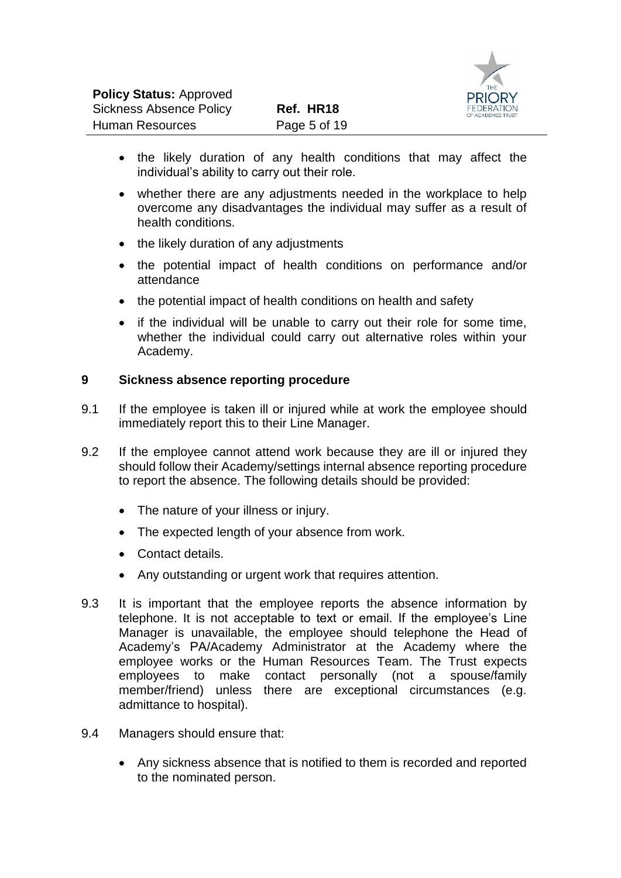- the likely duration of any health conditions that may affect the individual's ability to carry out their role.
- whether there are any adjustments needed in the workplace to help overcome any disadvantages the individual may suffer as a result of health conditions.
- the likely duration of any adjustments
- the potential impact of health conditions on performance and/or attendance
- the potential impact of health conditions on health and safety
- if the individual will be unable to carry out their role for some time, whether the individual could carry out alternative roles within your Academy.

## 9 Sickness absence reporting procedure

9.1 If the employee is taken ill or injured while at work the employee should immediately report this to their Line Manager.

9.2 If the employee cannot attend work because they are ill or injured they should follow their Academy/settings internal absence reporting procedure to report the absence. The following details should be provided:

- The nature of your illness or injury.
- The expected length of your absence from work.
- Contact details.
- Any outstanding or urgent work that requires attention.

9.3 It is important that the employee reports the absence information by telephone. It is not acceptable to text or email. If the employee's Line Manager is unavailable, the employee should telephone the Head of Academy's PA/Academy Administrator at the Academy where the employee works or the Human Resources Team. The Trust expects employees to make contact personally (not a spouse/family member/friend) unless there are exceptional circumstances (e.g. admittance to hospital).

9.4 Managers should ensure that:

- Any sickness absence that is notified to them is recorded and reported to the nominated person.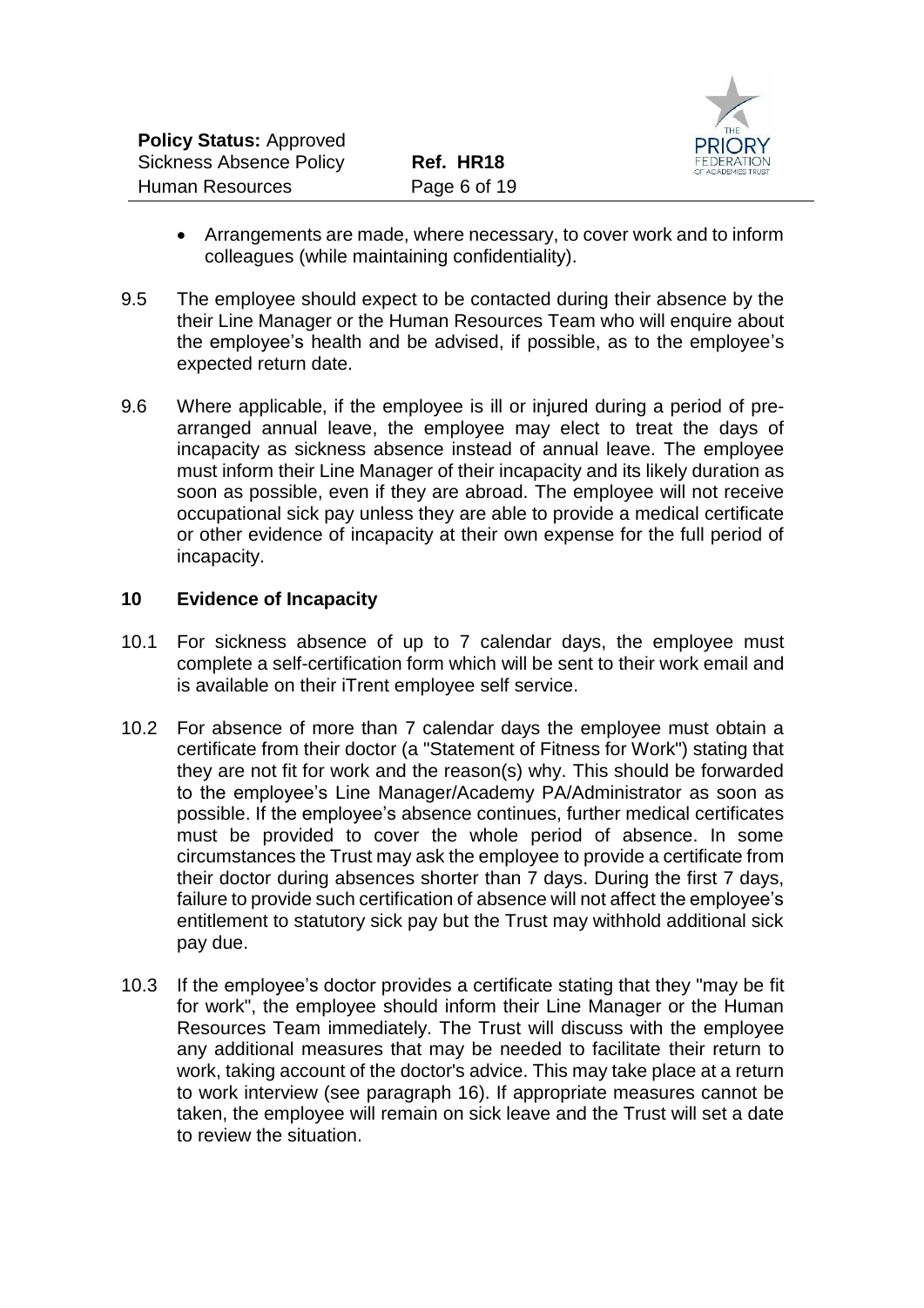- Arrangements are made, where necessary, to cover work and to inform colleagues (while maintaining confidentiality).

9.5 The employee should expect to be contacted during their absence by the their Line Manager or the Human Resources Team who will enquire about the employee's health and be advised, if possible, as to the employee's expected return date.

9.6 Where applicable, if the employee is ill or injured during a period of pre-arranged annual leave, the employee may elect to treat the days of incapacity as sickness absence instead of annual leave. The employee must inform their Line Manager of their incapacity and its likely duration as soon as possible, even if they are abroad. The employee will not receive occupational sick pay unless they are able to provide a medical certificate or other evidence of incapacity at their own expense for the full period of incapacity.

## 10 Evidence of Incapacity

10.1 For sickness absence of up to 7 calendar days, the employee must complete a self-certification form which will be sent to their work email and is available on their iTrent employee self service.

10.2 For absence of more than 7 calendar days the employee must obtain a certificate from their doctor (a "Statement of Fitness for Work") stating that they are not fit for work and the reason(s) why. This should be forwarded to the employee's Line Manager/Academy PA/Administrator as soon as possible. If the employee's absence continues, further medical certificates must be provided to cover the whole period of absence. In some circumstances the Trust may ask the employee to provide a certificate from their doctor during absences shorter than 7 days. During the first 7 days, failure to provide such certification of absence will not affect the employee's entitlement to statutory sick pay but the Trust may withhold additional sick pay due.

10.3 If the employee's doctor provides a certificate stating that they "may be fit for work", the employee should inform their Line Manager or the Human Resources Team immediately. The Trust will discuss with the employee any additional measures that may be needed to facilitate their return to work, taking account of the doctor's advice. This may take place at a return to work interview (see paragraph 16). If appropriate measures cannot be taken, the employee will remain on sick leave and the Trust will set a date to review the situation.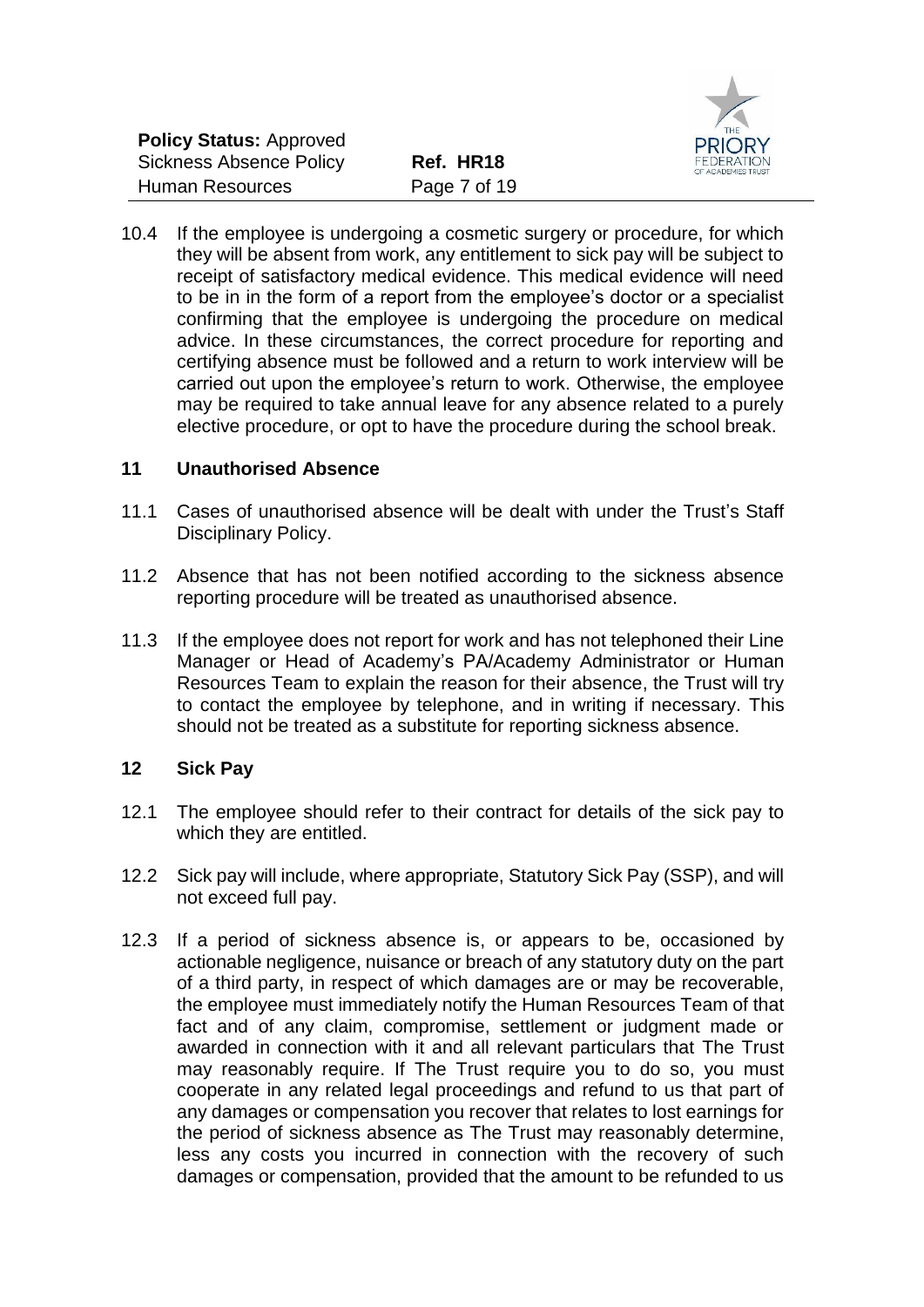10.4 If the employee is undergoing a cosmetic surgery or procedure, for which they will be absent from work, any entitlement to sick pay will be subject to receipt of satisfactory medical evidence. This medical evidence will need to be in in the form of a report from the employee's doctor or a specialist confirming that the employee is undergoing the procedure on medical advice. In these circumstances, the correct procedure for reporting and certifying absence must be followed and a return to work interview will be carried out upon the employee's return to work. Otherwise, the employee may be required to take annual leave for any absence related to a purely elective procedure, or opt to have the procedure during the school break.

## 11 Unauthorised Absence

11.1 Cases of unauthorised absence will be dealt with under the Trust's Staff Disciplinary Policy.

11.2 Absence that has not been notified according to the sickness absence reporting procedure will be treated as unauthorised absence.

11.3 If the employee does not report for work and has not telephoned their Line Manager or Head of Academy's PA/Academy Administrator or Human Resources Team to explain the reason for their absence, the Trust will try to contact the employee by telephone, and in writing if necessary. This should not be treated as a substitute for reporting sickness absence.

## 12 Sick Pay

12.1 The employee should refer to their contract for details of the sick pay to which they are entitled.

12.2 Sick pay will include, where appropriate, Statutory Sick Pay (SSP), and will not exceed full pay.

12.3 If a period of sickness absence is, or appears to be, occasioned by actionable negligence, nuisance or breach of any statutory duty on the part of a third party, in respect of which damages are or may be recoverable, the employee must immediately notify the Human Resources Team of that fact and of any claim, compromise, settlement or judgment made or awarded in connection with it and all relevant particulars that The Trust may reasonably require. If The Trust require you to do so, you must cooperate in any related legal proceedings and refund to us that part of any damages or compensation you recover that relates to lost earnings for the period of sickness absence as The Trust may reasonably determine, less any costs you incurred in connection with the recovery of such damages or compensation, provided that the amount to be refunded to us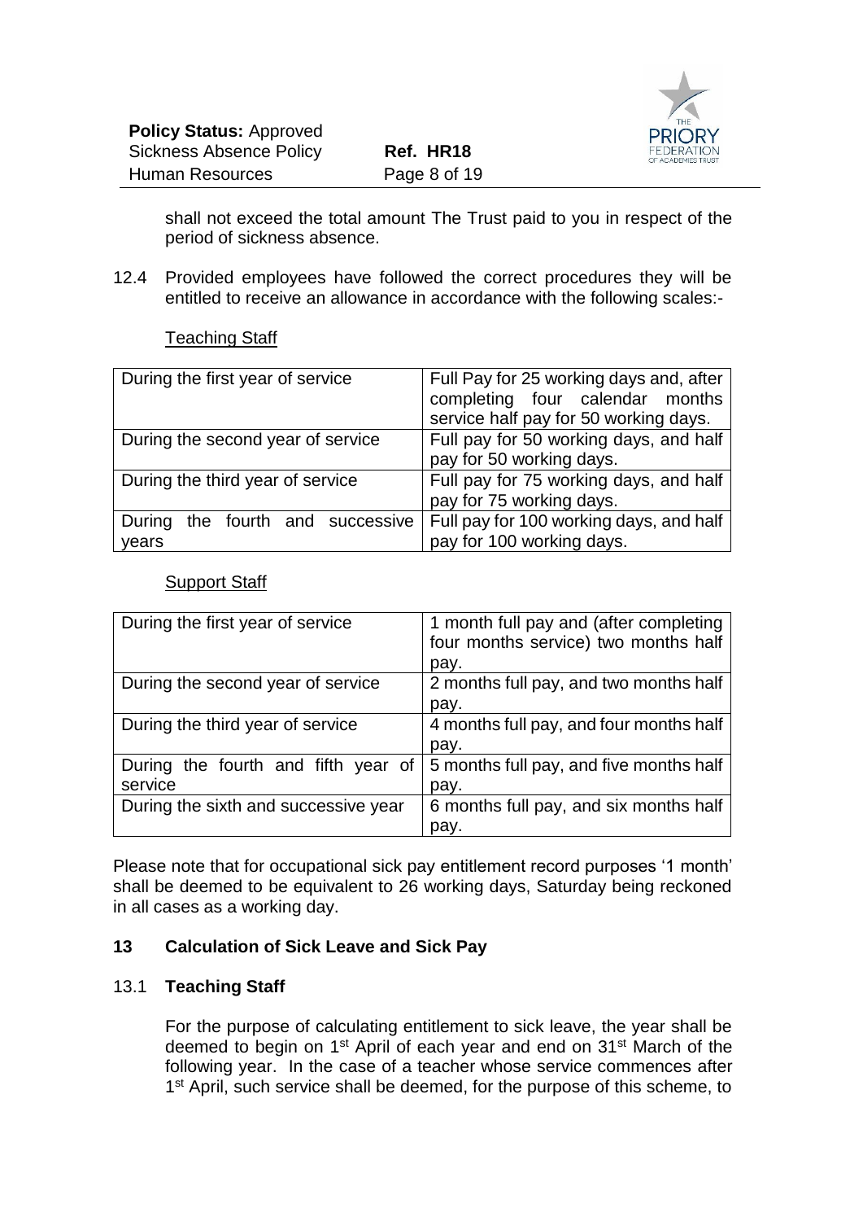shall not exceed the total amount The Trust paid to you in respect of the period of sickness absence.

12.4 Provided employees have followed the correct procedures they will be entitled to receive an allowance in accordance with the following scales:-

Teaching Staff

| | |
|---|---|
| During the first year of service | Full Pay for 25 working days and, after completing four calendar months service half pay for 50 working days. |
| During the second year of service | Full pay for 50 working days, and half pay for 50 working days. |
| During the third year of service | Full pay for 75 working days, and half pay for 75 working days. |
| During the fourth and successive years | Full pay for 100 working days, and half pay for 100 working days. |

Support Staff

| | |
|---|---|
| During the first year of service | 1 month full pay and (after completing four months service) two months half pay. |
| During the second year of service | 2 months full pay, and two months half pay. |
| During the third year of service | 4 months full pay, and four months half pay. |
| During the fourth and fifth year of service | 5 months full pay, and five months half pay. |
| During the sixth and successive year | 6 months full pay, and six months half pay. |

Please note that for occupational sick pay entitlement record purposes '1 month' shall be deemed to be equivalent to 26 working days, Saturday being reckoned in all cases as a working day.

## 13 Calculation of Sick Leave and Sick Pay

### 13.1 Teaching Staff

For the purpose of calculating entitlement to sick leave, the year shall be deemed to begin on 1st April of each year and end on 31st March of the following year. In the case of a teacher whose service commences after 1st April, such service shall be deemed, for the purpose of this scheme, to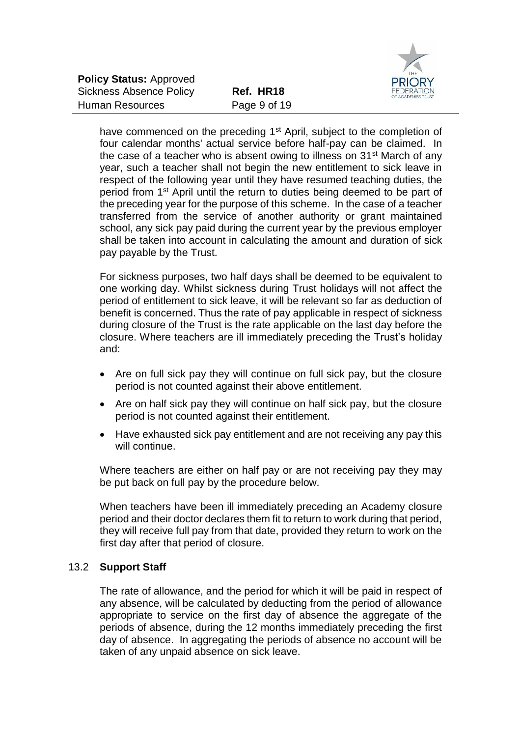have commenced on the preceding 1st April, subject to the completion of four calendar months' actual service before half-pay can be claimed. In the case of a teacher who is absent owing to illness on 31st March of any year, such a teacher shall not begin the new entitlement to sick leave in respect of the following year until they have resumed teaching duties, the period from 1st April until the return to duties being deemed to be part of the preceding year for the purpose of this scheme. In the case of a teacher transferred from the service of another authority or grant maintained school, any sick pay paid during the current year by the previous employer shall be taken into account in calculating the amount and duration of sick pay payable by the Trust.

For sickness purposes, two half days shall be deemed to be equivalent to one working day. Whilst sickness during Trust holidays will not affect the period of entitlement to sick leave, it will be relevant so far as deduction of benefit is concerned. Thus the rate of pay applicable in respect of sickness during closure of the Trust is the rate applicable on the last day before the closure. Where teachers are ill immediately preceding the Trust's holiday and:

- Are on full sick pay they will continue on full sick pay, but the closure period is not counted against their above entitlement.
- Are on half sick pay they will continue on half sick pay, but the closure period is not counted against their entitlement.
- Have exhausted sick pay entitlement and are not receiving any pay this will continue.

Where teachers are either on half pay or are not receiving pay they may be put back on full pay by the procedure below.

When teachers have been ill immediately preceding an Academy closure period and their doctor declares them fit to return to work during that period, they will receive full pay from that date, provided they return to work on the first day after that period of closure.

### 13.2 Support Staff

The rate of allowance, and the period for which it will be paid in respect of any absence, will be calculated by deducting from the period of allowance appropriate to service on the first day of absence the aggregate of the periods of absence, during the 12 months immediately preceding the first day of absence. In aggregating the periods of absence no account will be taken of any unpaid absence on sick leave.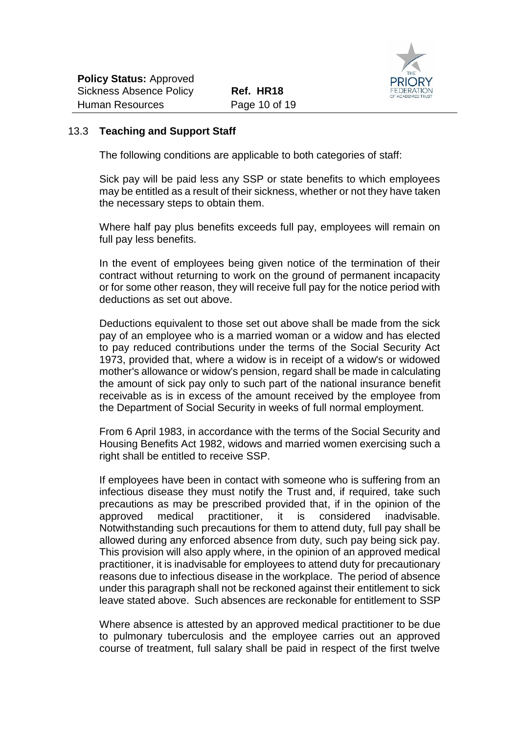### 13.3 **Teaching and Support Staff**

The following conditions are applicable to both categories of staff:

Sick pay will be paid less any SSP or state benefits to which employees may be entitled as a result of their sickness, whether or not they have taken the necessary steps to obtain them.

Where half pay plus benefits exceeds full pay, employees will remain on full pay less benefits.

In the event of employees being given notice of the termination of their contract without returning to work on the ground of permanent incapacity or for some other reason, they will receive full pay for the notice period with deductions as set out above.

Deductions equivalent to those set out above shall be made from the sick pay of an employee who is a married woman or a widow and has elected to pay reduced contributions under the terms of the Social Security Act 1973, provided that, where a widow is in receipt of a widow's or widowed mother's allowance or widow's pension, regard shall be made in calculating the amount of sick pay only to such part of the national insurance benefit receivable as is in excess of the amount received by the employee from the Department of Social Security in weeks of full normal employment.

From 6 April 1983, in accordance with the terms of the Social Security and Housing Benefits Act 1982, widows and married women exercising such a right shall be entitled to receive SSP.

If employees have been in contact with someone who is suffering from an infectious disease they must notify the Trust and, if required, take such precautions as may be prescribed provided that, if in the opinion of the approved medical practitioner, it is considered inadvisable. Notwithstanding such precautions for them to attend duty, full pay shall be allowed during any enforced absence from duty, such pay being sick pay. This provision will also apply where, in the opinion of an approved medical practitioner, it is inadvisable for employees to attend duty for precautionary reasons due to infectious disease in the workplace. The period of absence under this paragraph shall not be reckoned against their entitlement to sick leave stated above. Such absences are reckonable for entitlement to SSP

Where absence is attested by an approved medical practitioner to be due to pulmonary tuberculosis and the employee carries out an approved course of treatment, full salary shall be paid in respect of the first twelve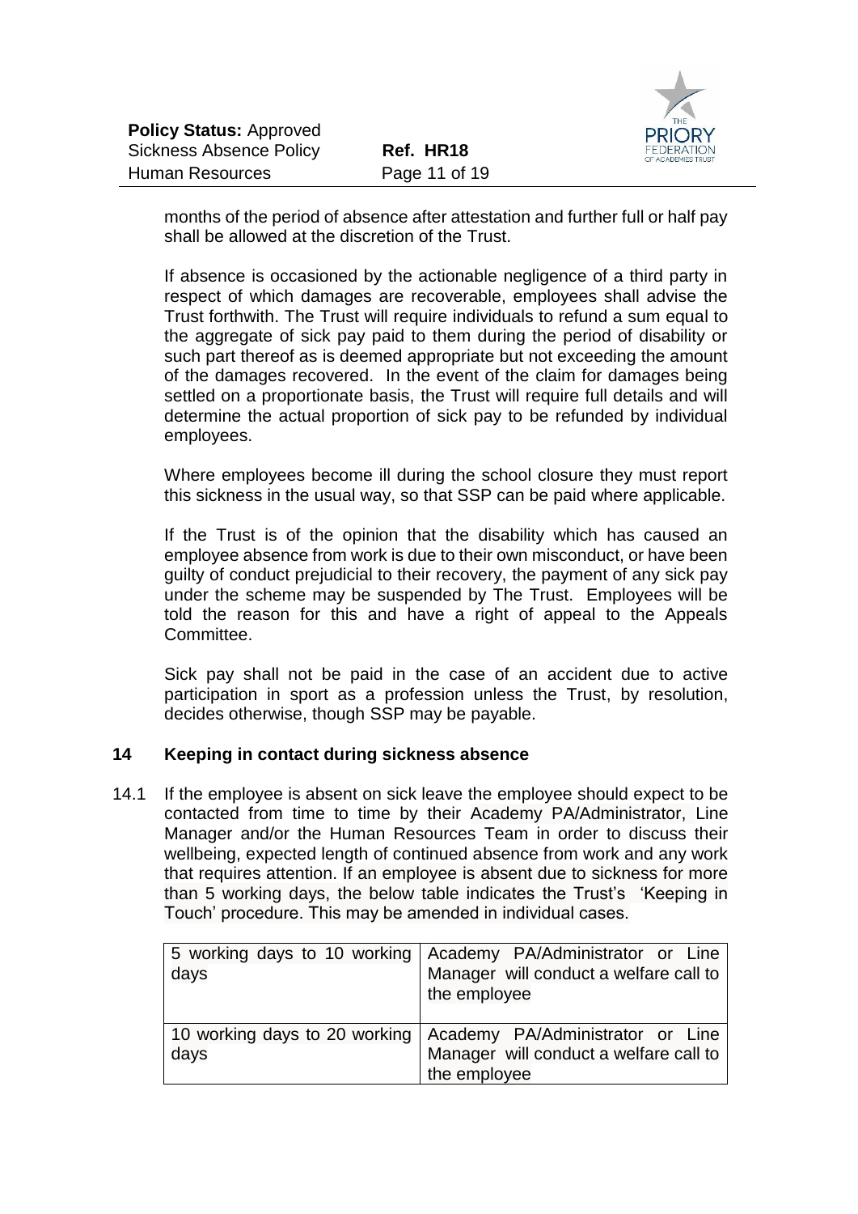months of the period of absence after attestation and further full or half pay shall be allowed at the discretion of the Trust.

If absence is occasioned by the actionable negligence of a third party in respect of which damages are recoverable, employees shall advise the Trust forthwith. The Trust will require individuals to refund a sum equal to the aggregate of sick pay paid to them during the period of disability or such part thereof as is deemed appropriate but not exceeding the amount of the damages recovered. In the event of the claim for damages being settled on a proportionate basis, the Trust will require full details and will determine the actual proportion of sick pay to be refunded by individual employees.

Where employees become ill during the school closure they must report this sickness in the usual way, so that SSP can be paid where applicable.

If the Trust is of the opinion that the disability which has caused an employee absence from work is due to their own misconduct, or have been guilty of conduct prejudicial to their recovery, the payment of any sick pay under the scheme may be suspended by The Trust. Employees will be told the reason for this and have a right of appeal to the Appeals Committee.

Sick pay shall not be paid in the case of an accident due to active participation in sport as a profession unless the Trust, by resolution, decides otherwise, though SSP may be payable.

## 14 Keeping in contact during sickness absence

14.1 If the employee is absent on sick leave the employee should expect to be contacted from time to time by their Academy PA/Administrator, Line Manager and/or the Human Resources Team in order to discuss their wellbeing, expected length of continued absence from work and any work that requires attention. If an employee is absent due to sickness for more than 5 working days, the below table indicates the Trust's 'Keeping in Touch' procedure. This may be amended in individual cases.

| | |
|---|---|
| 5 working days to 10 working days | Academy PA/Administrator or Line Manager will conduct a welfare call to the employee |
| 10 working days to 20 working days | Academy PA/Administrator or Line Manager will conduct a welfare call to the employee |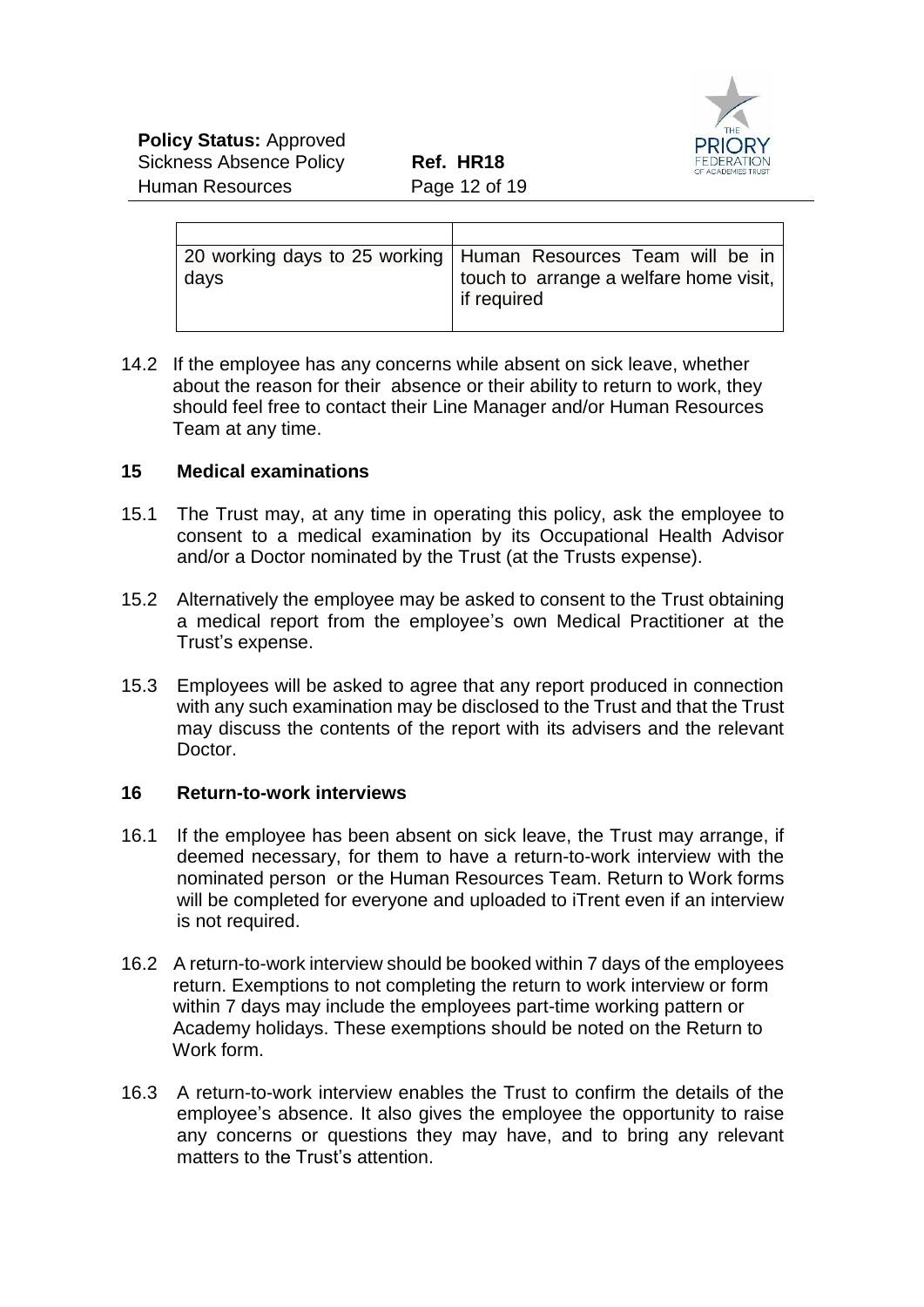| | |
|---|---|
| 20 working days to 25 working days | Human Resources Team will be in touch to arrange a welfare home visit, if required |

14.2 If the employee has any concerns while absent on sick leave, whether about the reason for their absence or their ability to return to work, they should feel free to contact their Line Manager and/or Human Resources Team at any time.

## 15 Medical examinations

15.1 The Trust may, at any time in operating this policy, ask the employee to consent to a medical examination by its Occupational Health Advisor and/or a Doctor nominated by the Trust (at the Trusts expense).

15.2 Alternatively the employee may be asked to consent to the Trust obtaining a medical report from the employee's own Medical Practitioner at the Trust's expense.

15.3 Employees will be asked to agree that any report produced in connection with any such examination may be disclosed to the Trust and that the Trust may discuss the contents of the report with its advisers and the relevant Doctor.

## 16 Return-to-work interviews

16.1 If the employee has been absent on sick leave, the Trust may arrange, if deemed necessary, for them to have a return-to-work interview with the nominated person or the Human Resources Team. Return to Work forms will be completed for everyone and uploaded to iTrent even if an interview is not required.

16.2 A return-to-work interview should be booked within 7 days of the employees return. Exemptions to not completing the return to work interview or form within 7 days may include the employees part-time working pattern or Academy holidays. These exemptions should be noted on the Return to Work form.

16.3 A return-to-work interview enables the Trust to confirm the details of the employee's absence. It also gives the employee the opportunity to raise any concerns or questions they may have, and to bring any relevant matters to the Trust's attention.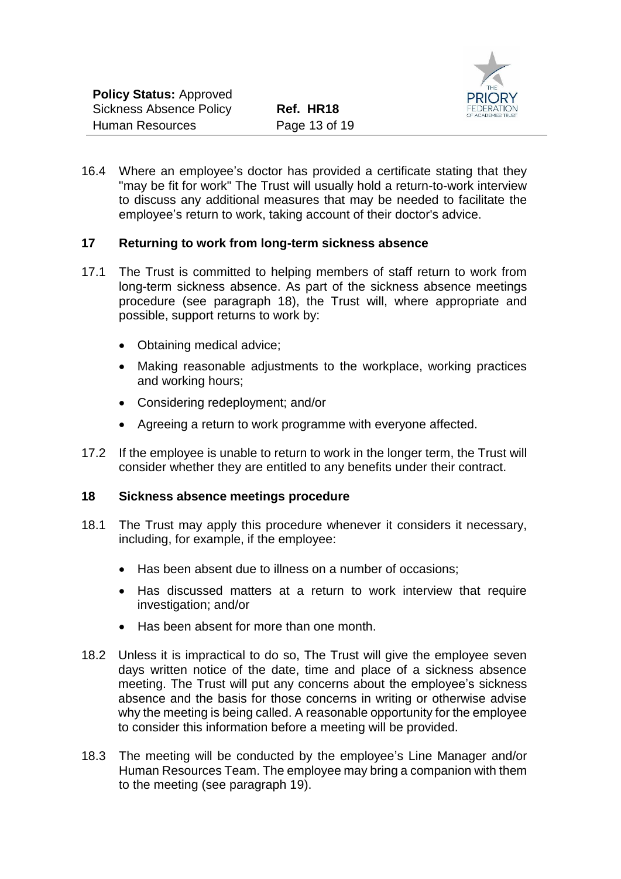16.4 Where an employee's doctor has provided a certificate stating that they "may be fit for work" The Trust will usually hold a return-to-work interview to discuss any additional measures that may be needed to facilitate the employee's return to work, taking account of their doctor's advice.

## 17 Returning to work from long-term sickness absence

17.1 The Trust is committed to helping members of staff return to work from long-term sickness absence. As part of the sickness absence meetings procedure (see paragraph 18), the Trust will, where appropriate and possible, support returns to work by:

- Obtaining medical advice;
- Making reasonable adjustments to the workplace, working practices and working hours;
- Considering redeployment; and/or
- Agreeing a return to work programme with everyone affected.

17.2 If the employee is unable to return to work in the longer term, the Trust will consider whether they are entitled to any benefits under their contract.

## 18 Sickness absence meetings procedure

18.1 The Trust may apply this procedure whenever it considers it necessary, including, for example, if the employee:

- Has been absent due to illness on a number of occasions;
- Has discussed matters at a return to work interview that require investigation; and/or
- Has been absent for more than one month.

18.2 Unless it is impractical to do so, The Trust will give the employee seven days written notice of the date, time and place of a sickness absence meeting. The Trust will put any concerns about the employee's sickness absence and the basis for those concerns in writing or otherwise advise why the meeting is being called. A reasonable opportunity for the employee to consider this information before a meeting will be provided.

18.3 The meeting will be conducted by the employee's Line Manager and/or Human Resources Team. The employee may bring a companion with them to the meeting (see paragraph 19).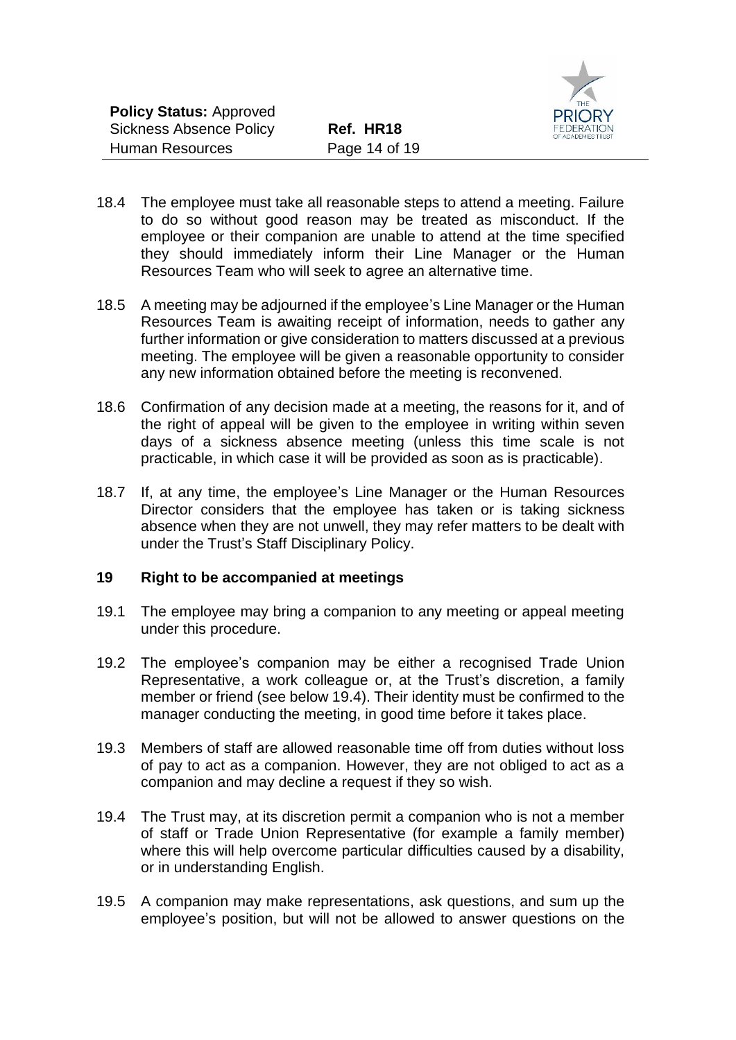18.4 The employee must take all reasonable steps to attend a meeting. Failure to do so without good reason may be treated as misconduct. If the employee or their companion are unable to attend at the time specified they should immediately inform their Line Manager or the Human Resources Team who will seek to agree an alternative time.

18.5 A meeting may be adjourned if the employee's Line Manager or the Human Resources Team is awaiting receipt of information, needs to gather any further information or give consideration to matters discussed at a previous meeting. The employee will be given a reasonable opportunity to consider any new information obtained before the meeting is reconvened.

18.6 Confirmation of any decision made at a meeting, the reasons for it, and of the right of appeal will be given to the employee in writing within seven days of a sickness absence meeting (unless this time scale is not practicable, in which case it will be provided as soon as is practicable).

18.7 If, at any time, the employee's Line Manager or the Human Resources Director considers that the employee has taken or is taking sickness absence when they are not unwell, they may refer matters to be dealt with under the Trust's Staff Disciplinary Policy.

## 19 Right to be accompanied at meetings

19.1 The employee may bring a companion to any meeting or appeal meeting under this procedure.

19.2 The employee's companion may be either a recognised Trade Union Representative, a work colleague or, at the Trust's discretion, a family member or friend (see below 19.4). Their identity must be confirmed to the manager conducting the meeting, in good time before it takes place.

19.3 Members of staff are allowed reasonable time off from duties without loss of pay to act as a companion. However, they are not obliged to act as a companion and may decline a request if they so wish.

19.4 The Trust may, at its discretion permit a companion who is not a member of staff or Trade Union Representative (for example a family member) where this will help overcome particular difficulties caused by a disability, or in understanding English.

19.5 A companion may make representations, ask questions, and sum up the employee's position, but will not be allowed to answer questions on the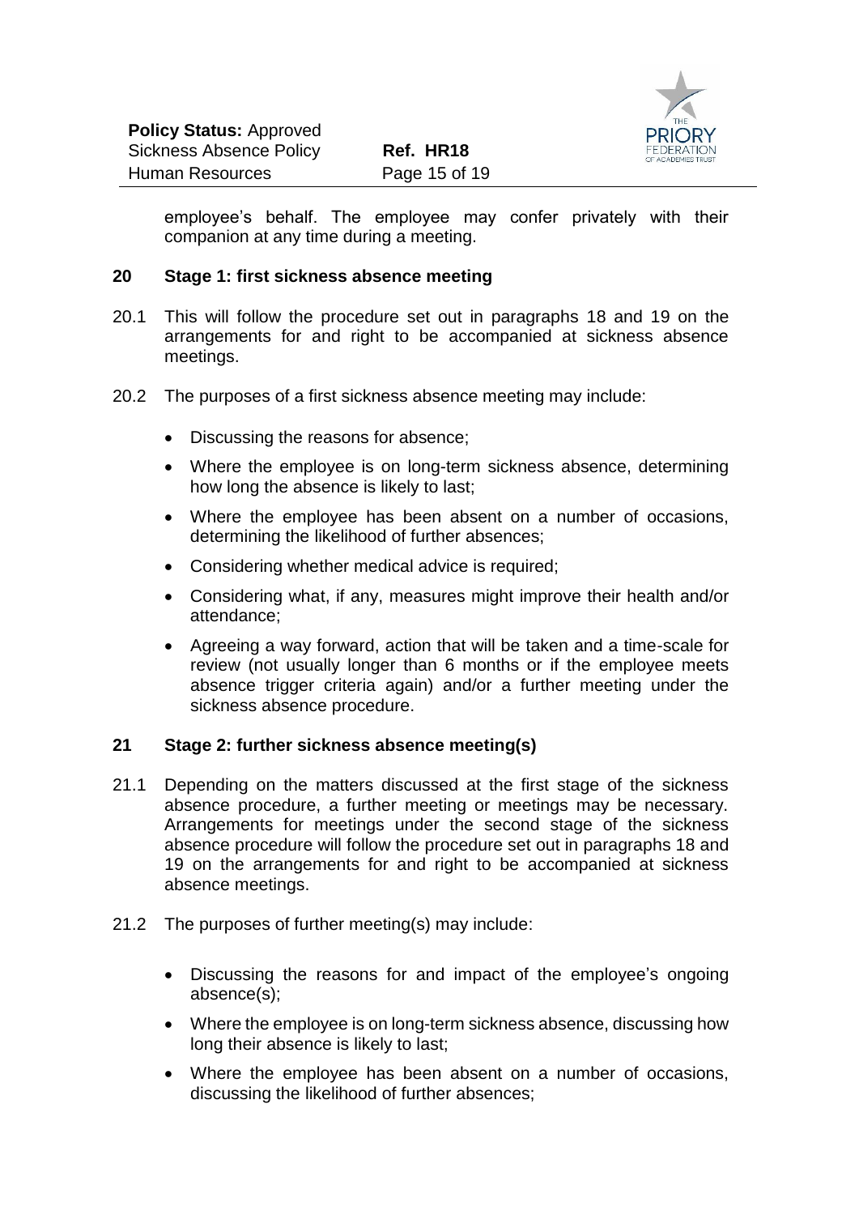employee's behalf. The employee may confer privately with their companion at any time during a meeting.

## 20 Stage 1: first sickness absence meeting

20.1 This will follow the procedure set out in paragraphs 18 and 19 on the arrangements for and right to be accompanied at sickness absence meetings.

20.2 The purposes of a first sickness absence meeting may include:

- Discussing the reasons for absence;
- Where the employee is on long-term sickness absence, determining how long the absence is likely to last;
- Where the employee has been absent on a number of occasions, determining the likelihood of further absences;
- Considering whether medical advice is required;
- Considering what, if any, measures might improve their health and/or attendance;
- Agreeing a way forward, action that will be taken and a time-scale for review (not usually longer than 6 months or if the employee meets absence trigger criteria again) and/or a further meeting under the sickness absence procedure.

## 21 Stage 2: further sickness absence meeting(s)

21.1 Depending on the matters discussed at the first stage of the sickness absence procedure, a further meeting or meetings may be necessary. Arrangements for meetings under the second stage of the sickness absence procedure will follow the procedure set out in paragraphs 18 and 19 on the arrangements for and right to be accompanied at sickness absence meetings.

21.2 The purposes of further meeting(s) may include:

- Discussing the reasons for and impact of the employee's ongoing absence(s);
- Where the employee is on long-term sickness absence, discussing how long their absence is likely to last;
- Where the employee has been absent on a number of occasions, discussing the likelihood of further absences;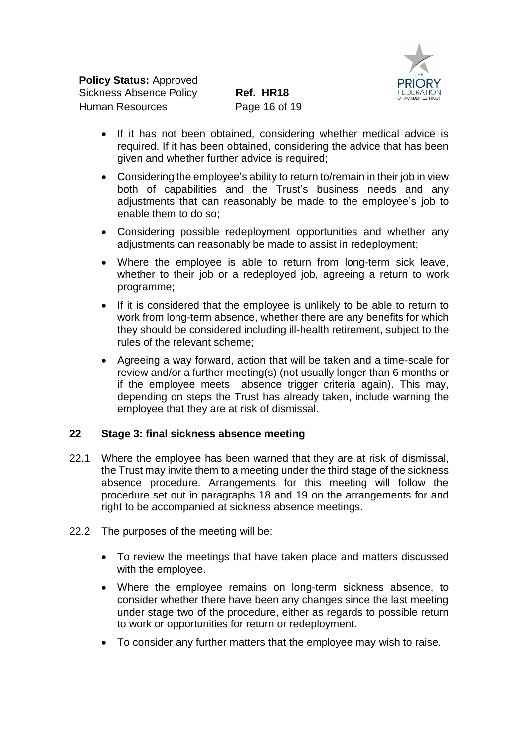- If it has not been obtained, considering whether medical advice is required. If it has been obtained, considering the advice that has been given and whether further advice is required;
- Considering the employee's ability to return to/remain in their job in view both of capabilities and the Trust's business needs and any adjustments that can reasonably be made to the employee's job to enable them to do so;
- Considering possible redeployment opportunities and whether any adjustments can reasonably be made to assist in redeployment;
- Where the employee is able to return from long-term sick leave, whether to their job or a redeployed job, agreeing a return to work programme;
- If it is considered that the employee is unlikely to be able to return to work from long-term absence, whether there are any benefits for which they should be considered including ill-health retirement, subject to the rules of the relevant scheme;
- Agreeing a way forward, action that will be taken and a time-scale for review and/or a further meeting(s) (not usually longer than 6 months or if the employee meets absence trigger criteria again). This may, depending on steps the Trust has already taken, include warning the employee that they are at risk of dismissal.

## 22 Stage 3: final sickness absence meeting

22.1 Where the employee has been warned that they are at risk of dismissal, the Trust may invite them to a meeting under the third stage of the sickness absence procedure. Arrangements for this meeting will follow the procedure set out in paragraphs 18 and 19 on the arrangements for and right to be accompanied at sickness absence meetings.

22.2 The purposes of the meeting will be:

- To review the meetings that have taken place and matters discussed with the employee.
- Where the employee remains on long-term sickness absence, to consider whether there have been any changes since the last meeting under stage two of the procedure, either as regards to possible return to work or opportunities for return or redeployment.
- To consider any further matters that the employee may wish to raise.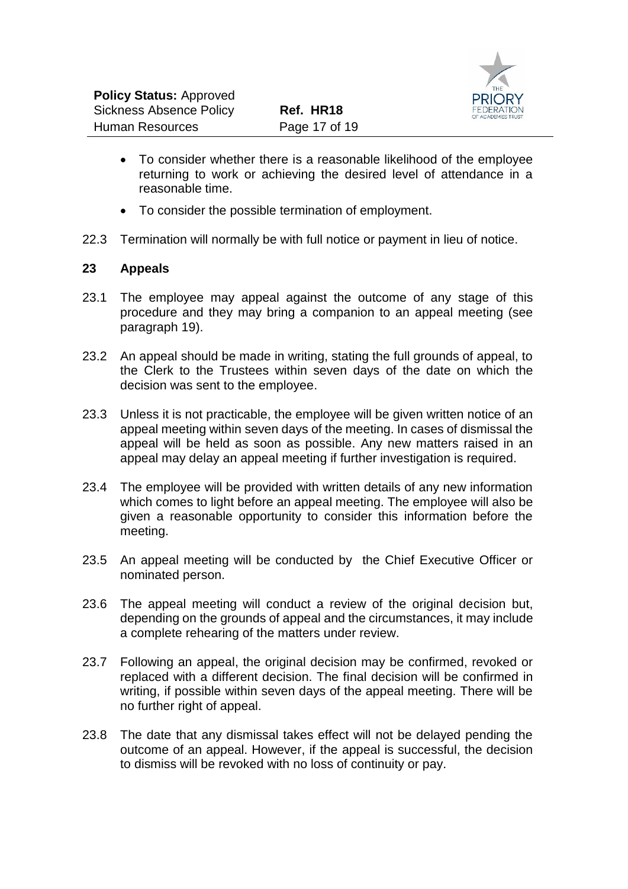- To consider whether there is a reasonable likelihood of the employee returning to work or achieving the desired level of attendance in a reasonable time.
- To consider the possible termination of employment.

22.3 Termination will normally be with full notice or payment in lieu of notice.

## 23 Appeals

23.1 The employee may appeal against the outcome of any stage of this procedure and they may bring a companion to an appeal meeting (see paragraph 19).

23.2 An appeal should be made in writing, stating the full grounds of appeal, to the Clerk to the Trustees within seven days of the date on which the decision was sent to the employee.

23.3 Unless it is not practicable, the employee will be given written notice of an appeal meeting within seven days of the meeting. In cases of dismissal the appeal will be held as soon as possible. Any new matters raised in an appeal may delay an appeal meeting if further investigation is required.

23.4 The employee will be provided with written details of any new information which comes to light before an appeal meeting. The employee will also be given a reasonable opportunity to consider this information before the meeting.

23.5 An appeal meeting will be conducted by the Chief Executive Officer or nominated person.

23.6 The appeal meeting will conduct a review of the original decision but, depending on the grounds of appeal and the circumstances, it may include a complete rehearing of the matters under review.

23.7 Following an appeal, the original decision may be confirmed, revoked or replaced with a different decision. The final decision will be confirmed in writing, if possible within seven days of the appeal meeting. There will be no further right of appeal.

23.8 The date that any dismissal takes effect will not be delayed pending the outcome of an appeal. However, if the appeal is successful, the decision to dismiss will be revoked with no loss of continuity or pay.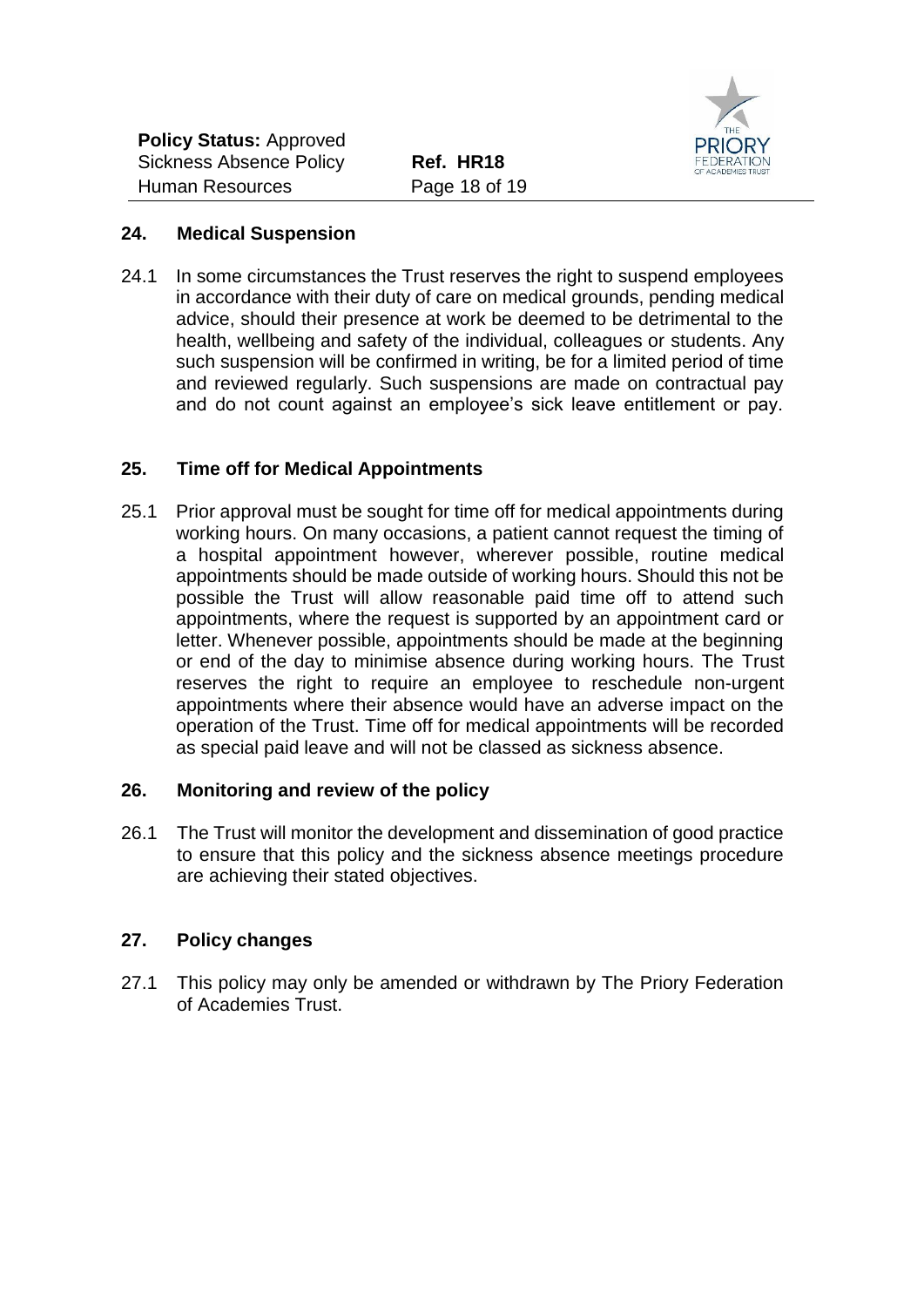## 24. Medical Suspension

24.1 In some circumstances the Trust reserves the right to suspend employees in accordance with their duty of care on medical grounds, pending medical advice, should their presence at work be deemed to be detrimental to the health, wellbeing and safety of the individual, colleagues or students. Any such suspension will be confirmed in writing, be for a limited period of time and reviewed regularly. Such suspensions are made on contractual pay and do not count against an employee's sick leave entitlement or pay.

## 25. Time off for Medical Appointments

25.1 Prior approval must be sought for time off for medical appointments during working hours. On many occasions, a patient cannot request the timing of a hospital appointment however, wherever possible, routine medical appointments should be made outside of working hours. Should this not be possible the Trust will allow reasonable paid time off to attend such appointments, where the request is supported by an appointment card or letter. Whenever possible, appointments should be made at the beginning or end of the day to minimise absence during working hours. The Trust reserves the right to require an employee to reschedule non-urgent appointments where their absence would have an adverse impact on the operation of the Trust. Time off for medical appointments will be recorded as special paid leave and will not be classed as sickness absence.

## 26. Monitoring and review of the policy

26.1 The Trust will monitor the development and dissemination of good practice to ensure that this policy and the sickness absence meetings procedure are achieving their stated objectives.

## 27. Policy changes

27.1 This policy may only be amended or withdrawn by The Priory Federation of Academies Trust.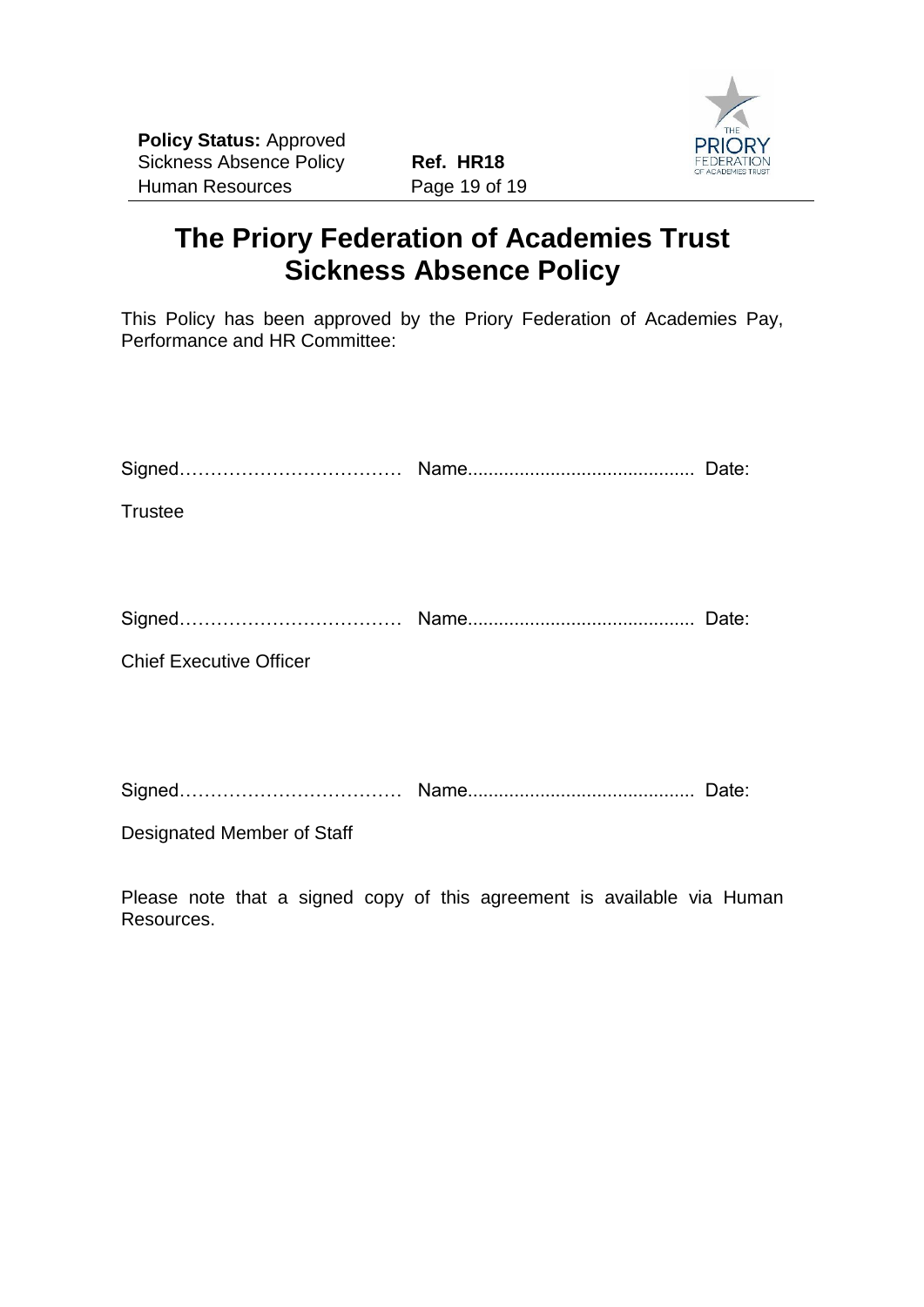# The Priory Federation of Academies Trust Sickness Absence Policy

This Policy has been approved by the Priory Federation of Academies Pay, Performance and HR Committee:

Signed……………………………… Name........................................... Date:

Trustee

Signed……………………………… Name........................................... Date:

Chief Executive Officer

Signed……………………………… Name........................................... Date:

Designated Member of Staff

Please note that a signed copy of this agreement is available via Human Resources.